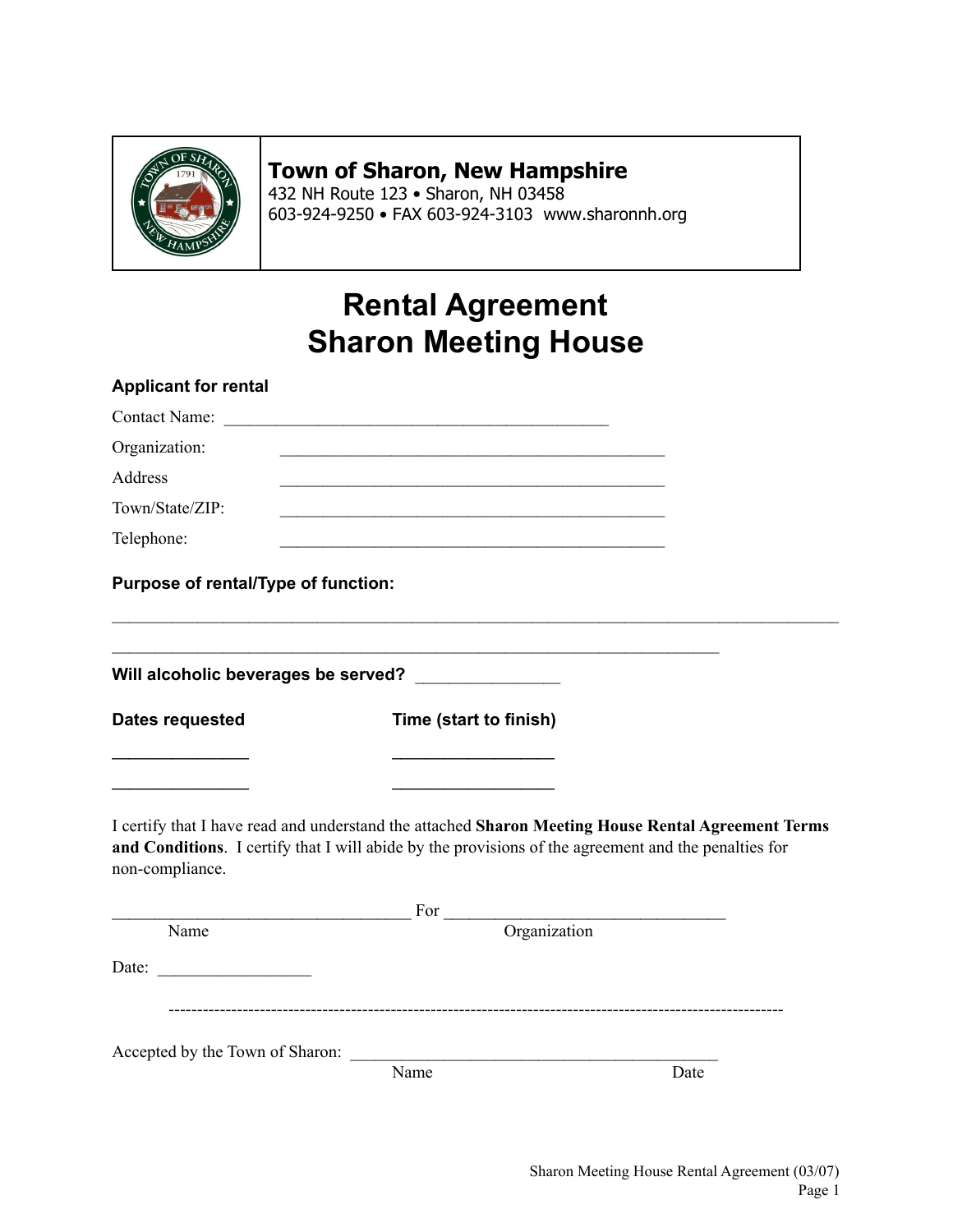**Town of Sharon, New Hampshire**
432 NH Route 123 • Sharon, NH 03458
603-924-9250 • FAX 603-924-3103 www.sharonnh.org

# Rental Agreement
# Sharon Meeting House

**Applicant for rental**

Contact Name: _______________________________________________

Organization: _______________________________________________

Address _______________________________________________

Town/State/ZIP: _______________________________________________

Telephone: _______________________________________________

**Purpose of rental/Type of function:**

_____________________________________________________________________________________

___________________________________________________________________________

**Will alcoholic beverages be served?** ________________

**Dates requested** **Time (start to finish)**

_______________ _________________

_______________ _________________

I certify that I have read and understand the attached **Sharon Meeting House Rental Agreement Terms and Conditions**. I certify that I will abide by the provisions of the agreement and the penalties for non-compliance.

_____________________________________ For __________________________________

Name Organization

Date: __________________

---------------------------------------------------------------------------------------------------------

Accepted by the Town of Sharon: _____________________________________________

Name Date

Sharon Meeting House Rental Agreement (03/07)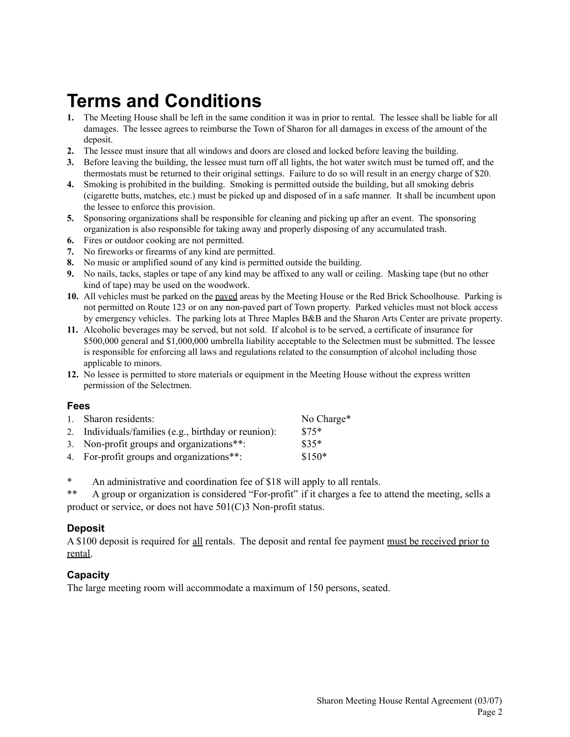# Terms and Conditions

1. The Meeting House shall be left in the same condition it was in prior to rental. The lessee shall be liable for all damages. The lessee agrees to reimburse the Town of Sharon for all damages in excess of the amount of the deposit.
2. The lessee must insure that all windows and doors are closed and locked before leaving the building.
3. Before leaving the building, the lessee must turn off all lights, the hot water switch must be turned off, and the thermostats must be returned to their original settings. Failure to do so will result in an energy charge of $20.
4. Smoking is prohibited in the building. Smoking is permitted outside the building, but all smoking debris (cigarette butts, matches, etc.) must be picked up and disposed of in a safe manner. It shall be incumbent upon the lessee to enforce this provision.
5. Sponsoring organizations shall be responsible for cleaning and picking up after an event. The sponsoring organization is also responsible for taking away and properly disposing of any accumulated trash.
6. Fires or outdoor cooking are not permitted.
7. No fireworks or firearms of any kind are permitted.
8. No music or amplified sound of any kind is permitted outside the building.
9. No nails, tacks, staples or tape of any kind may be affixed to any wall or ceiling. Masking tape (but no other kind of tape) may be used on the woodwork.
10. All vehicles must be parked on the paved areas by the Meeting House or the Red Brick Schoolhouse. Parking is not permitted on Route 123 or on any non-paved part of Town property. Parked vehicles must not block access by emergency vehicles. The parking lots at Three Maples B&B and the Sharon Arts Center are private property.
11. Alcoholic beverages may be served, but not sold. If alcohol is to be served, a certificate of insurance for $500,000 general and $1,000,000 umbrella liability acceptable to the Selectmen must be submitted. The lessee is responsible for enforcing all laws and regulations related to the consumption of alcohol including those applicable to minors.
12. No lessee is permitted to store materials or equipment in the Meeting House without the express written permission of the Selectmen.

### Fees

| | |
|---|---|
| 1. Sharon residents: | No Charge* |
| 2. Individuals/families (e.g., birthday or reunion): | $75* |
| 3. Non-profit groups and organizations**: | $35* |
| 4. For-profit groups and organizations**: | $150* |

\* An administrative and coordination fee of $18 will apply to all rentals.

** A group or organization is considered "For-profit" if it charges a fee to attend the meeting, sells a product or service, or does not have 501(C)3 Non-profit status.

### Deposit

A $100 deposit is required for all rentals. The deposit and rental fee payment must be received prior to rental.

### Capacity

The large meeting room will accommodate a maximum of 150 persons, seated.